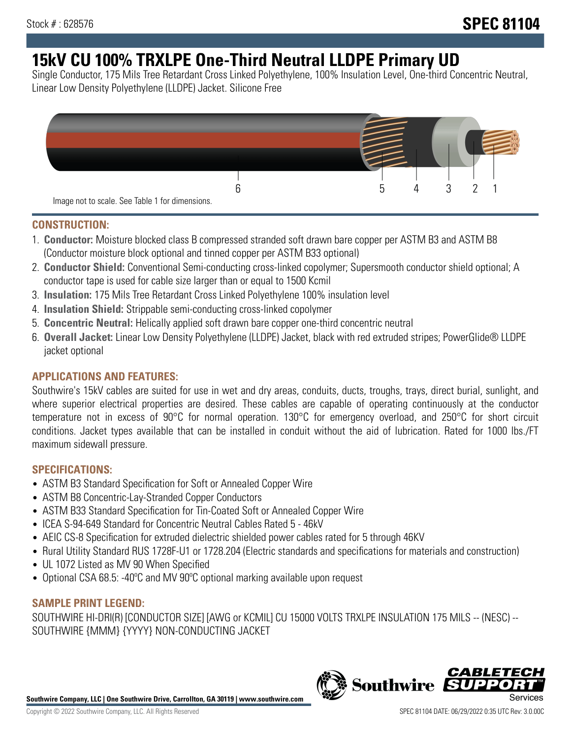Stock # : 628576

# SPEC 81104

# 15kV CU 100% TRXLPE One-Third Neutral LLDPE Primary UD

Single Conductor, 175 Mils Tree Retardant Cross Linked Polyethylene, 100% Insulation Level, One-third Concentric Neutral, Linear Low Density Polyethylene (LLDPE) Jacket. Silicone Free

6 5 4 3 2 1

Image not to scale. See Table 1 for dimensions.

## CONSTRUCTION:

1. **Conductor:** Moisture blocked class B compressed stranded soft drawn bare copper per ASTM B3 and ASTM B8 (Conductor moisture block optional and tinned copper per ASTM B33 optional)
2. **Conductor Shield:** Conventional Semi-conducting cross-linked copolymer; Supersmooth conductor shield optional; A conductor tape is used for cable size larger than or equal to 1500 Kcmil
3. **Insulation:** 175 Mils Tree Retardant Cross Linked Polyethylene 100% insulation level
4. **Insulation Shield:** Strippable semi-conducting cross-linked copolymer
5. **Concentric Neutral:** Helically applied soft drawn bare copper one-third concentric neutral
6. **Overall Jacket:** Linear Low Density Polyethylene (LLDPE) Jacket, black with red extruded stripes; PowerGlide® LLDPE jacket optional

## APPLICATIONS AND FEATURES:

Southwire's 15kV cables are suited for use in wet and dry areas, conduits, ducts, troughs, trays, direct burial, sunlight, and where superior electrical properties are desired. These cables are capable of operating continuously at the conductor temperature not in excess of 90°C for normal operation. 130°C for emergency overload, and 250°C for short circuit conditions. Jacket types available that can be installed in conduit without the aid of lubrication. Rated for 1000 lbs./FT maximum sidewall pressure.

## SPECIFICATIONS:

- ASTM B3 Standard Specification for Soft or Annealed Copper Wire
- ASTM B8 Concentric-Lay-Stranded Copper Conductors
- ASTM B33 Standard Specification for Tin-Coated Soft or Annealed Copper Wire
- ICEA S-94-649 Standard for Concentric Neutral Cables Rated 5 - 46kV
- AEIC CS-8 Specification for extruded dielectric shielded power cables rated for 5 through 46KV
- Rural Utility Standard RUS 1728F-U1 or 1728.204 (Electric standards and specifications for materials and construction)
- UL 1072 Listed as MV 90 When Specified
- Optional CSA 68.5: -40ºC and MV 90ºC optional marking available upon request

## SAMPLE PRINT LEGEND:

SOUTHWIRE HI-DRI(R) [CONDUCTOR SIZE] [AWG or KCMIL] CU 15000 VOLTS TRXLPE INSULATION 175 MILS -- (NESC) -- SOUTHWIRE {MMM} {YYYY} NON-CONDUCTING JACKET

**Southwire Company, LLC | One Southwire Drive, Carrollton, GA 30119 | www.southwire.com**

Copyright © 2022 Southwire Company, LLC. All Rights Reserved

SPEC 81104 DATE: 06/29/2022 0:35 UTC Rev: 3.0.00C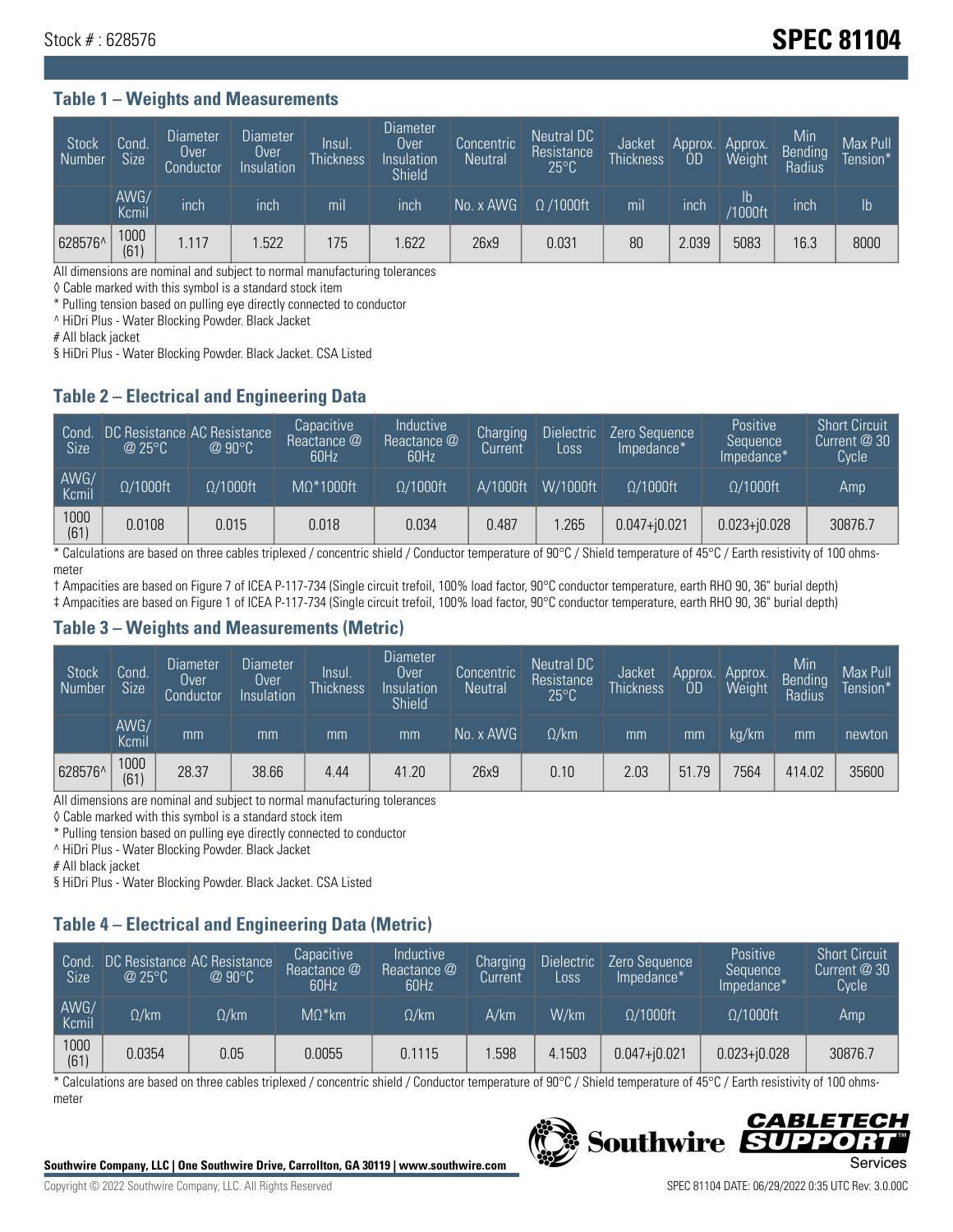Stock # : 628576

# SPEC 81104

### Table 1 – Weights and Measurements

| Stock Number | Cond. Size | Diameter Over Conductor | Diameter Over Insulation | Insul. Thickness | Diameter Over Insulation Shield | Concentric Neutral | Neutral DC Resistance 25°C | Jacket Thickness | Approx. OD | Approx. Weight | Min Bending Radius | Max Pull Tension* |
|---|---|---|---|---|---|---|---|---|---|---|---|---|
| | AWG/ Kcmil | inch | inch | mil | inch | No. x AWG | Ω /1000ft | mil | inch | lb /1000ft | inch | lb |
| 628576^ | 1000 (61) | 1.117 | 1.522 | 175 | 1.622 | 26x9 | 0.031 | 80 | 2.039 | 5083 | 16.3 | 8000 |

All dimensions are nominal and subject to normal manufacturing tolerances

◊ Cable marked with this symbol is a standard stock item

* Pulling tension based on pulling eye directly connected to conductor

^ HiDri Plus - Water Blocking Powder. Black Jacket

# All black jacket

§ HiDri Plus - Water Blocking Powder. Black Jacket. CSA Listed

### Table 2 – Electrical and Engineering Data

| Cond. Size | DC Resistance @ 25°C | AC Resistance @ 90°C | Capacitive Reactance @ 60Hz | Inductive Reactance @ 60Hz | Charging Current | Dielectric Loss | Zero Sequence Impedance* | Positive Sequence Impedance* | Short Circuit Current @ 30 Cycle |
|---|---|---|---|---|---|---|---|---|---|
| AWG/ Kcmil | Ω/1000ft | Ω/1000ft | MΩ*1000ft | Ω/1000ft | A/1000ft | W/1000ft | Ω/1000ft | Ω/1000ft | Amp |
| 1000 (61) | 0.0108 | 0.015 | 0.018 | 0.034 | 0.487 | 1.265 | 0.047+j0.021 | 0.023+j0.028 | 30876.7 |

* Calculations are based on three cables triplexed / concentric shield / Conductor temperature of 90°C / Shield temperature of 45°C / Earth resistivity of 100 ohms-meter

† Ampacities are based on Figure 7 of ICEA P-117-734 (Single circuit trefoil, 100% load factor, 90°C conductor temperature, earth RHO 90, 36" burial depth)

‡ Ampacities are based on Figure 1 of ICEA P-117-734 (Single circuit trefoil, 100% load factor, 90°C conductor temperature, earth RHO 90, 36" burial depth)

### Table 3 – Weights and Measurements (Metric)

| Stock Number | Cond. Size | Diameter Over Conductor | Diameter Over Insulation | Insul. Thickness | Diameter Over Insulation Shield | Concentric Neutral | Neutral DC Resistance 25°C | Jacket Thickness | Approx. OD | Approx. Weight | Min Bending Radius | Max Pull Tension* |
|---|---|---|---|---|---|---|---|---|---|---|---|---|
| | AWG/ Kcmil | mm | mm | mm | mm | No. x AWG | Ω/km | mm | mm | kg/km | mm | newton |
| 628576^ | 1000 (61) | 28.37 | 38.66 | 4.44 | 41.20 | 26x9 | 0.10 | 2.03 | 51.79 | 7564 | 414.02 | 35600 |

All dimensions are nominal and subject to normal manufacturing tolerances

◊ Cable marked with this symbol is a standard stock item

* Pulling tension based on pulling eye directly connected to conductor

^ HiDri Plus - Water Blocking Powder. Black Jacket

# All black jacket

§ HiDri Plus - Water Blocking Powder. Black Jacket. CSA Listed

### Table 4 – Electrical and Engineering Data (Metric)

| Cond. Size | DC Resistance @ 25°C | AC Resistance @ 90°C | Capacitive Reactance @ 60Hz | Inductive Reactance @ 60Hz | Charging Current | Dielectric Loss | Zero Sequence Impedance* | Positive Sequence Impedance* | Short Circuit Current @ 30 Cycle |
|---|---|---|---|---|---|---|---|---|---|
| AWG/ Kcmil | Ω/km | Ω/km | MΩ*km | Ω/km | A/km | W/km | Ω/1000ft | Ω/1000ft | Amp |
| 1000 (61) | 0.0354 | 0.05 | 0.0055 | 0.1115 | 1.598 | 4.1503 | 0.047+j0.021 | 0.023+j0.028 | 30876.7 |

* Calculations are based on three cables triplexed / concentric shield / Conductor temperature of 90°C / Shield temperature of 45°C / Earth resistivity of 100 ohms-meter

**Southwire Company, LLC | One Southwire Drive, Carrollton, GA 30119 | www.southwire.com**

Copyright © 2022 Southwire Company, LLC. All Rights Reserved

SPEC 81104 DATE: 06/29/2022 0:35 UTC Rev: 3.0.00C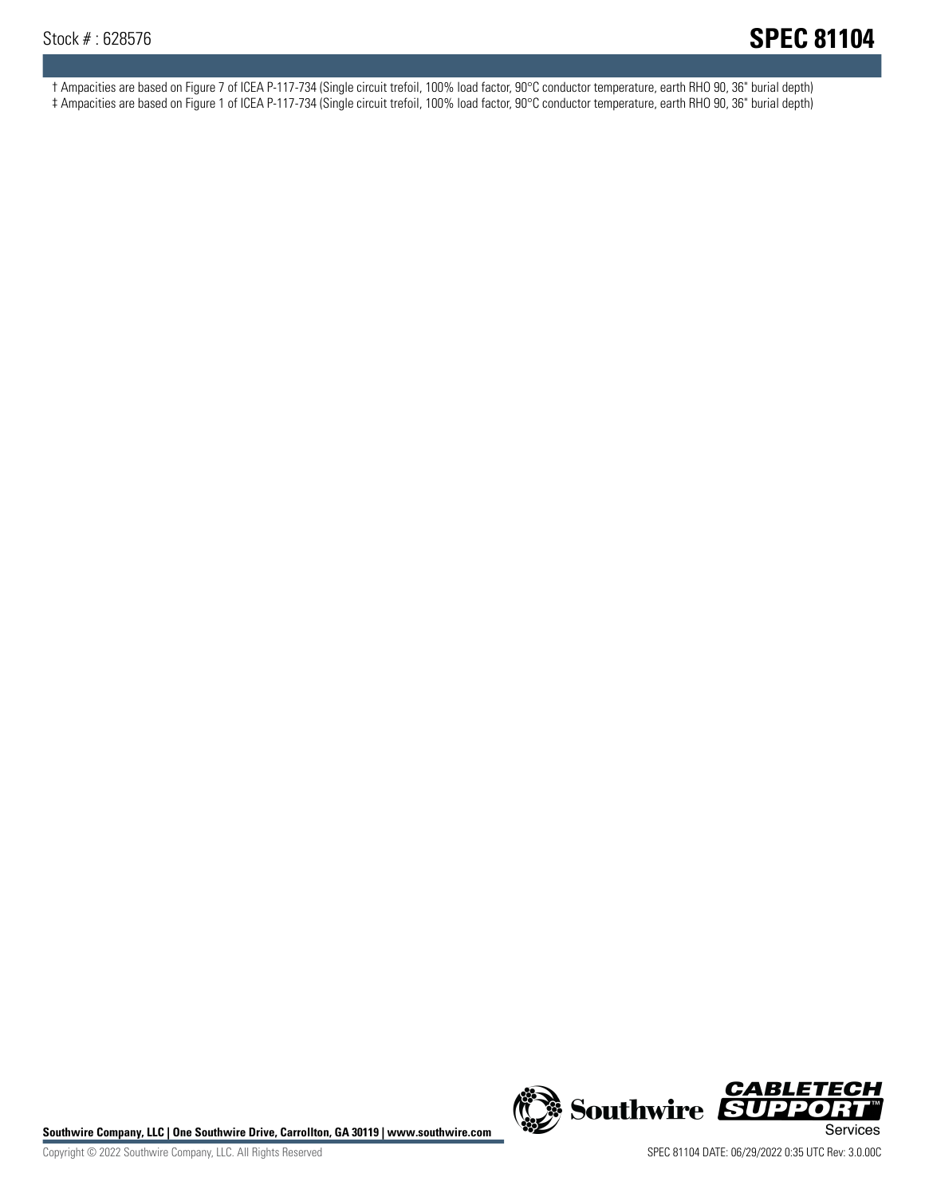† Ampacities are based on Figure 7 of ICEA P-117-734 (Single circuit trefoil, 100% load factor, 90°C conductor temperature, earth RHO 90, 36" burial depth)

‡ Ampacities are based on Figure 1 of ICEA P-117-734 (Single circuit trefoil, 100% load factor, 90°C conductor temperature, earth RHO 90, 36" burial depth)